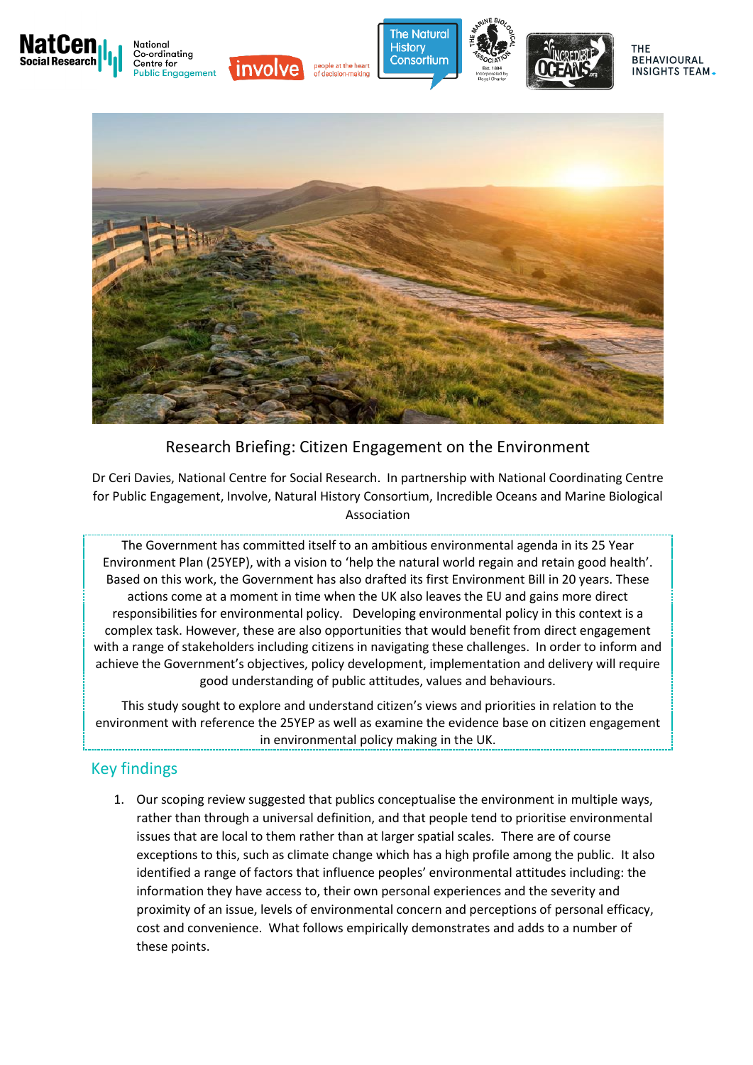# Research Briefing: Citizen Engagement on the Environment

Dr Ceri Davies, National Centre for Social Research. In partnership with National Coordinating Centre for Public Engagement, Involve, Natural History Consortium, Incredible Oceans and Marine Biological Association

The Government has committed itself to an ambitious environmental agenda in its 25 Year Environment Plan (25YEP), with a vision to 'help the natural world regain and retain good health'. Based on this work, the Government has also drafted its first Environment Bill in 20 years. These actions come at a moment in time when the UK also leaves the EU and gains more direct responsibilities for environmental policy. Developing environmental policy in this context is a complex task. However, these are also opportunities that would benefit from direct engagement with a range of stakeholders including citizens in navigating these challenges. In order to inform and achieve the Government's objectives, policy development, implementation and delivery will require good understanding of public attitudes, values and behaviours.

This study sought to explore and understand citizen's views and priorities in relation to the environment with reference the 25YEP as well as examine the evidence base on citizen engagement in environmental policy making in the UK.

## Key findings

1. Our scoping review suggested that publics conceptualise the environment in multiple ways, rather than through a universal definition, and that people tend to prioritise environmental issues that are local to them rather than at larger spatial scales. There are of course exceptions to this, such as climate change which has a high profile among the public. It also identified a range of factors that influence peoples' environmental attitudes including: the information they have access to, their own personal experiences and the severity and proximity of an issue, levels of environmental concern and perceptions of personal efficacy, cost and convenience. What follows empirically demonstrates and adds to a number of these points.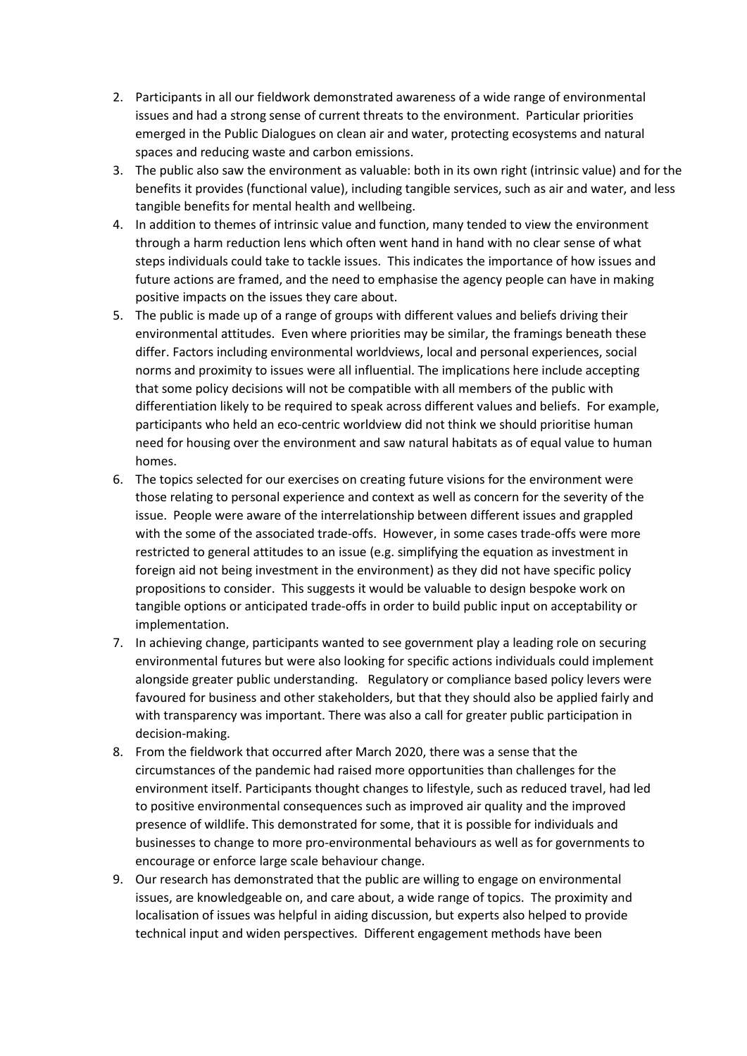2. Participants in all our fieldwork demonstrated awareness of a wide range of environmental issues and had a strong sense of current threats to the environment. Particular priorities emerged in the Public Dialogues on clean air and water, protecting ecosystems and natural spaces and reducing waste and carbon emissions.
3. The public also saw the environment as valuable: both in its own right (intrinsic value) and for the benefits it provides (functional value), including tangible services, such as air and water, and less tangible benefits for mental health and wellbeing.
4. In addition to themes of intrinsic value and function, many tended to view the environment through a harm reduction lens which often went hand in hand with no clear sense of what steps individuals could take to tackle issues. This indicates the importance of how issues and future actions are framed, and the need to emphasise the agency people can have in making positive impacts on the issues they care about.
5. The public is made up of a range of groups with different values and beliefs driving their environmental attitudes. Even where priorities may be similar, the framings beneath these differ. Factors including environmental worldviews, local and personal experiences, social norms and proximity to issues were all influential. The implications here include accepting that some policy decisions will not be compatible with all members of the public with differentiation likely to be required to speak across different values and beliefs. For example, participants who held an eco-centric worldview did not think we should prioritise human need for housing over the environment and saw natural habitats as of equal value to human homes.
6. The topics selected for our exercises on creating future visions for the environment were those relating to personal experience and context as well as concern for the severity of the issue. People were aware of the interrelationship between different issues and grappled with the some of the associated trade-offs. However, in some cases trade-offs were more restricted to general attitudes to an issue (e.g. simplifying the equation as investment in foreign aid not being investment in the environment) as they did not have specific policy propositions to consider. This suggests it would be valuable to design bespoke work on tangible options or anticipated trade-offs in order to build public input on acceptability or implementation.
7. In achieving change, participants wanted to see government play a leading role on securing environmental futures but were also looking for specific actions individuals could implement alongside greater public understanding. Regulatory or compliance based policy levers were favoured for business and other stakeholders, but that they should also be applied fairly and with transparency was important. There was also a call for greater public participation in decision-making.
8. From the fieldwork that occurred after March 2020, there was a sense that the circumstances of the pandemic had raised more opportunities than challenges for the environment itself. Participants thought changes to lifestyle, such as reduced travel, had led to positive environmental consequences such as improved air quality and the improved presence of wildlife. This demonstrated for some, that it is possible for individuals and businesses to change to more pro-environmental behaviours as well as for governments to encourage or enforce large scale behaviour change.
9. Our research has demonstrated that the public are willing to engage on environmental issues, are knowledgeable on, and care about, a wide range of topics. The proximity and localisation of issues was helpful in aiding discussion, but experts also helped to provide technical input and widen perspectives. Different engagement methods have been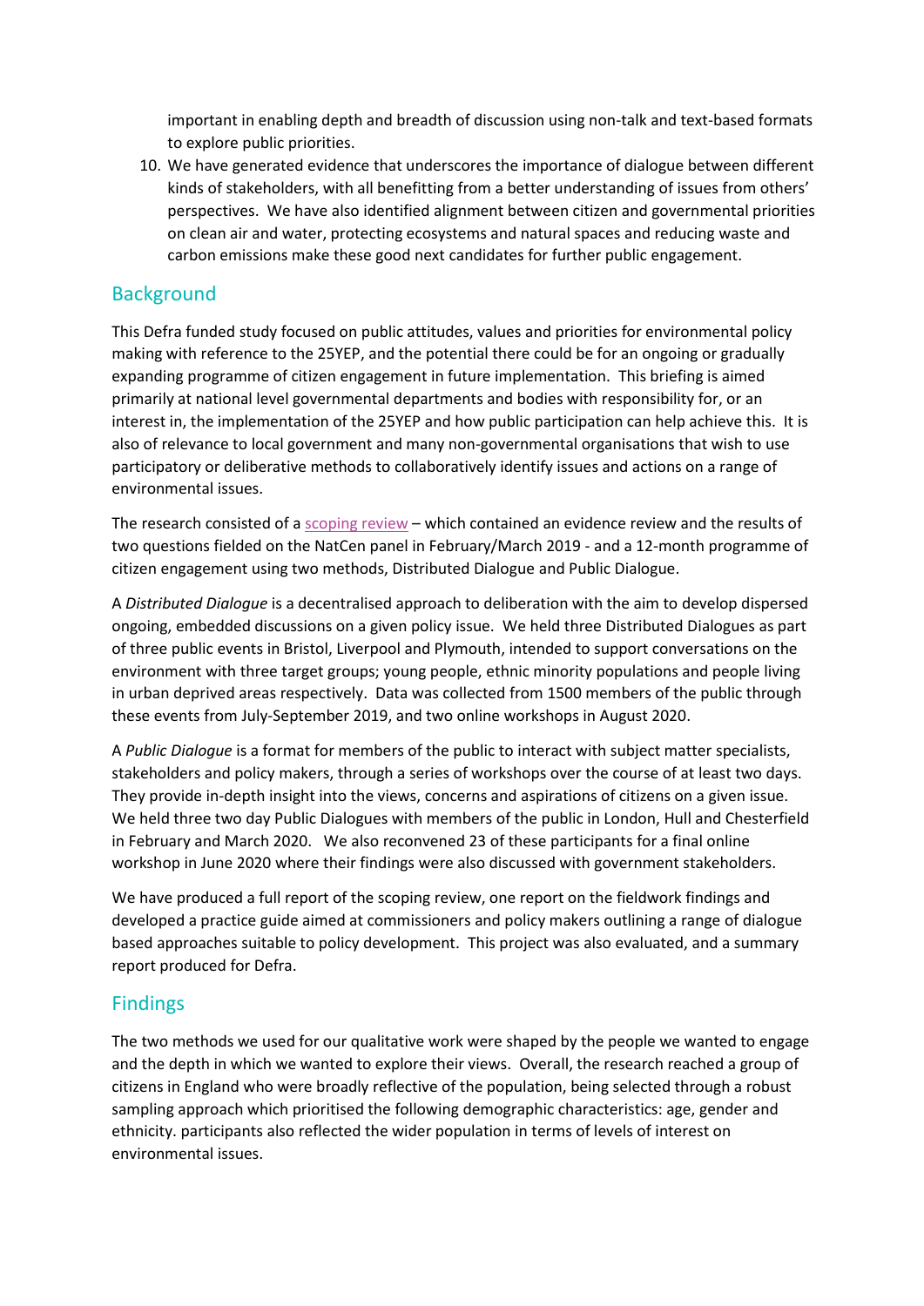important in enabling depth and breadth of discussion using non-talk and text-based formats to explore public priorities.

10. We have generated evidence that underscores the importance of dialogue between different kinds of stakeholders, with all benefitting from a better understanding of issues from others' perspectives. We have also identified alignment between citizen and governmental priorities on clean air and water, protecting ecosystems and natural spaces and reducing waste and carbon emissions make these good next candidates for further public engagement.

## Background

This Defra funded study focused on public attitudes, values and priorities for environmental policy making with reference to the 25YEP, and the potential there could be for an ongoing or gradually expanding programme of citizen engagement in future implementation. This briefing is aimed primarily at national level governmental departments and bodies with responsibility for, or an interest in, the implementation of the 25YEP and how public participation can help achieve this. It is also of relevance to local government and many non-governmental organisations that wish to use participatory or deliberative methods to collaboratively identify issues and actions on a range of environmental issues.

The research consisted of a scoping review – which contained an evidence review and the results of two questions fielded on the NatCen panel in February/March 2019 - and a 12-month programme of citizen engagement using two methods, Distributed Dialogue and Public Dialogue.

A *Distributed Dialogue* is a decentralised approach to deliberation with the aim to develop dispersed ongoing, embedded discussions on a given policy issue. We held three Distributed Dialogues as part of three public events in Bristol, Liverpool and Plymouth, intended to support conversations on the environment with three target groups; young people, ethnic minority populations and people living in urban deprived areas respectively. Data was collected from 1500 members of the public through these events from July-September 2019, and two online workshops in August 2020.

A *Public Dialogue* is a format for members of the public to interact with subject matter specialists, stakeholders and policy makers, through a series of workshops over the course of at least two days. They provide in-depth insight into the views, concerns and aspirations of citizens on a given issue. We held three two day Public Dialogues with members of the public in London, Hull and Chesterfield in February and March 2020. We also reconvened 23 of these participants for a final online workshop in June 2020 where their findings were also discussed with government stakeholders.

We have produced a full report of the scoping review, one report on the fieldwork findings and developed a practice guide aimed at commissioners and policy makers outlining a range of dialogue based approaches suitable to policy development. This project was also evaluated, and a summary report produced for Defra.

## Findings

The two methods we used for our qualitative work were shaped by the people we wanted to engage and the depth in which we wanted to explore their views. Overall, the research reached a group of citizens in England who were broadly reflective of the population, being selected through a robust sampling approach which prioritised the following demographic characteristics: age, gender and ethnicity. participants also reflected the wider population in terms of levels of interest on environmental issues.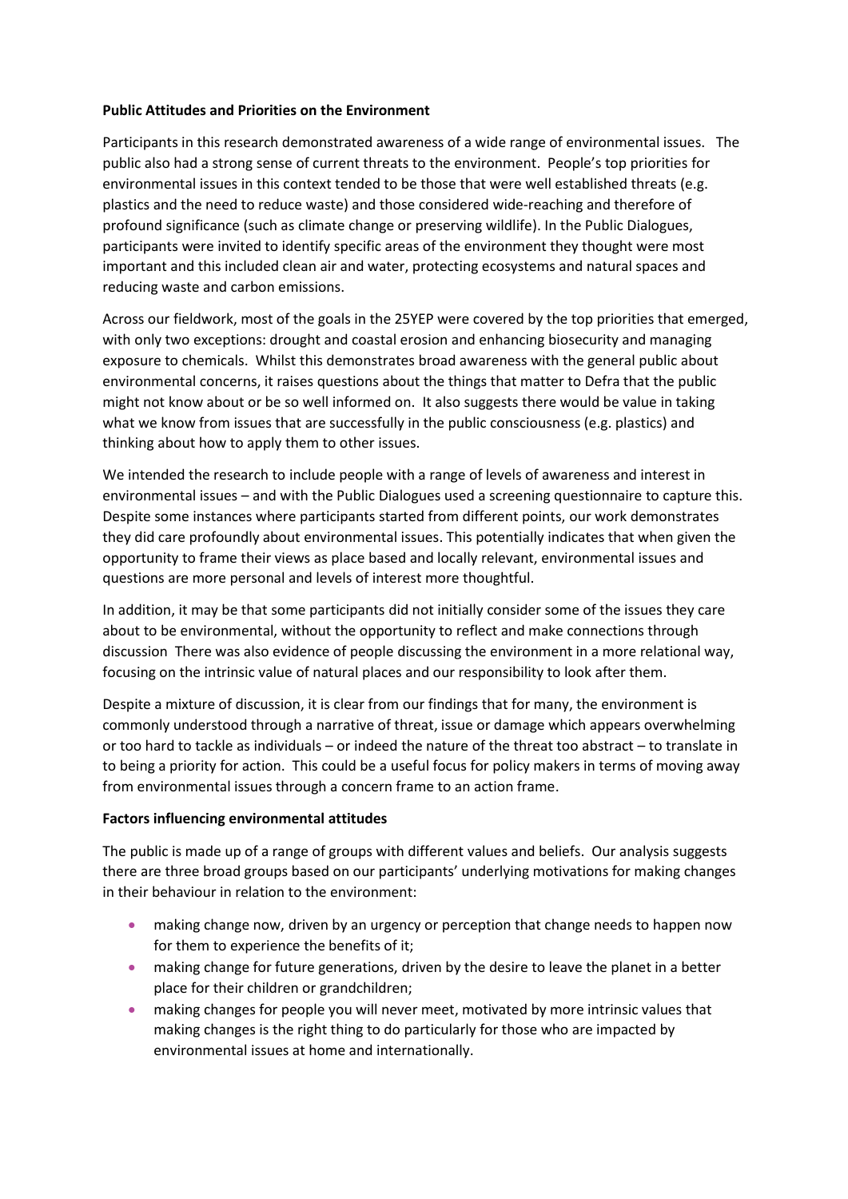**Public Attitudes and Priorities on the Environment**

Participants in this research demonstrated awareness of a wide range of environmental issues. The public also had a strong sense of current threats to the environment. People's top priorities for environmental issues in this context tended to be those that were well established threats (e.g. plastics and the need to reduce waste) and those considered wide-reaching and therefore of profound significance (such as climate change or preserving wildlife). In the Public Dialogues, participants were invited to identify specific areas of the environment they thought were most important and this included clean air and water, protecting ecosystems and natural spaces and reducing waste and carbon emissions.

Across our fieldwork, most of the goals in the 25YEP were covered by the top priorities that emerged, with only two exceptions: drought and coastal erosion and enhancing biosecurity and managing exposure to chemicals. Whilst this demonstrates broad awareness with the general public about environmental concerns, it raises questions about the things that matter to Defra that the public might not know about or be so well informed on. It also suggests there would be value in taking what we know from issues that are successfully in the public consciousness (e.g. plastics) and thinking about how to apply them to other issues.

We intended the research to include people with a range of levels of awareness and interest in environmental issues – and with the Public Dialogues used a screening questionnaire to capture this. Despite some instances where participants started from different points, our work demonstrates they did care profoundly about environmental issues. This potentially indicates that when given the opportunity to frame their views as place based and locally relevant, environmental issues and questions are more personal and levels of interest more thoughtful.

In addition, it may be that some participants did not initially consider some of the issues they care about to be environmental, without the opportunity to reflect and make connections through discussion There was also evidence of people discussing the environment in a more relational way, focusing on the intrinsic value of natural places and our responsibility to look after them.

Despite a mixture of discussion, it is clear from our findings that for many, the environment is commonly understood through a narrative of threat, issue or damage which appears overwhelming or too hard to tackle as individuals – or indeed the nature of the threat too abstract – to translate in to being a priority for action. This could be a useful focus for policy makers in terms of moving away from environmental issues through a concern frame to an action frame.

**Factors influencing environmental attitudes**

The public is made up of a range of groups with different values and beliefs. Our analysis suggests there are three broad groups based on our participants' underlying motivations for making changes in their behaviour in relation to the environment:

- making change now, driven by an urgency or perception that change needs to happen now for them to experience the benefits of it;
- making change for future generations, driven by the desire to leave the planet in a better place for their children or grandchildren;
- making changes for people you will never meet, motivated by more intrinsic values that making changes is the right thing to do particularly for those who are impacted by environmental issues at home and internationally.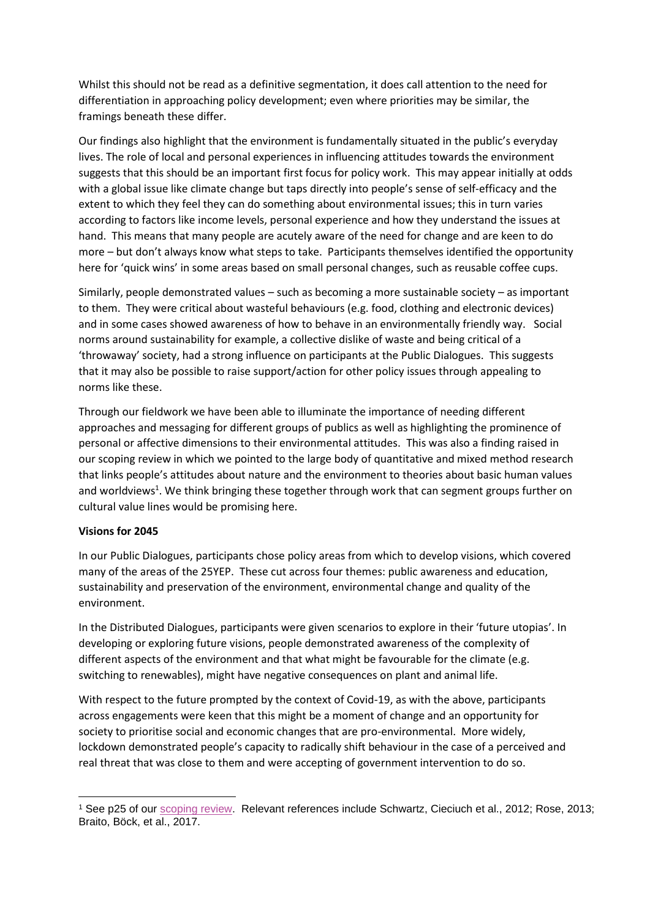Whilst this should not be read as a definitive segmentation, it does call attention to the need for differentiation in approaching policy development; even where priorities may be similar, the framings beneath these differ.

Our findings also highlight that the environment is fundamentally situated in the public's everyday lives. The role of local and personal experiences in influencing attitudes towards the environment suggests that this should be an important first focus for policy work. This may appear initially at odds with a global issue like climate change but taps directly into people's sense of self-efficacy and the extent to which they feel they can do something about environmental issues; this in turn varies according to factors like income levels, personal experience and how they understand the issues at hand. This means that many people are acutely aware of the need for change and are keen to do more – but don't always know what steps to take. Participants themselves identified the opportunity here for 'quick wins' in some areas based on small personal changes, such as reusable coffee cups.

Similarly, people demonstrated values – such as becoming a more sustainable society – as important to them. They were critical about wasteful behaviours (e.g. food, clothing and electronic devices) and in some cases showed awareness of how to behave in an environmentally friendly way. Social norms around sustainability for example, a collective dislike of waste and being critical of a 'throwaway' society, had a strong influence on participants at the Public Dialogues. This suggests that it may also be possible to raise support/action for other policy issues through appealing to norms like these.

Through our fieldwork we have been able to illuminate the importance of needing different approaches and messaging for different groups of publics as well as highlighting the prominence of personal or affective dimensions to their environmental attitudes. This was also a finding raised in our scoping review in which we pointed to the large body of quantitative and mixed method research that links people's attitudes about nature and the environment to theories about basic human values and worldviews[1]. We think bringing these together through work that can segment groups further on cultural value lines would be promising here.

**Visions for 2045**

In our Public Dialogues, participants chose policy areas from which to develop visions, which covered many of the areas of the 25YEP. These cut across four themes: public awareness and education, sustainability and preservation of the environment, environmental change and quality of the environment.

In the Distributed Dialogues, participants were given scenarios to explore in their 'future utopias'. In developing or exploring future visions, people demonstrated awareness of the complexity of different aspects of the environment and that what might be favourable for the climate (e.g. switching to renewables), might have negative consequences on plant and animal life.

With respect to the future prompted by the context of Covid-19, as with the above, participants across engagements were keen that this might be a moment of change and an opportunity for society to prioritise social and economic changes that are pro-environmental. More widely, lockdown demonstrated people's capacity to radically shift behaviour in the case of a perceived and real threat that was close to them and were accepting of government intervention to do so.

---

[1] See p25 of our scoping review. Relevant references include Schwartz, Cieciuch et al., 2012; Rose, 2013; Braito, Böck, et al., 2017.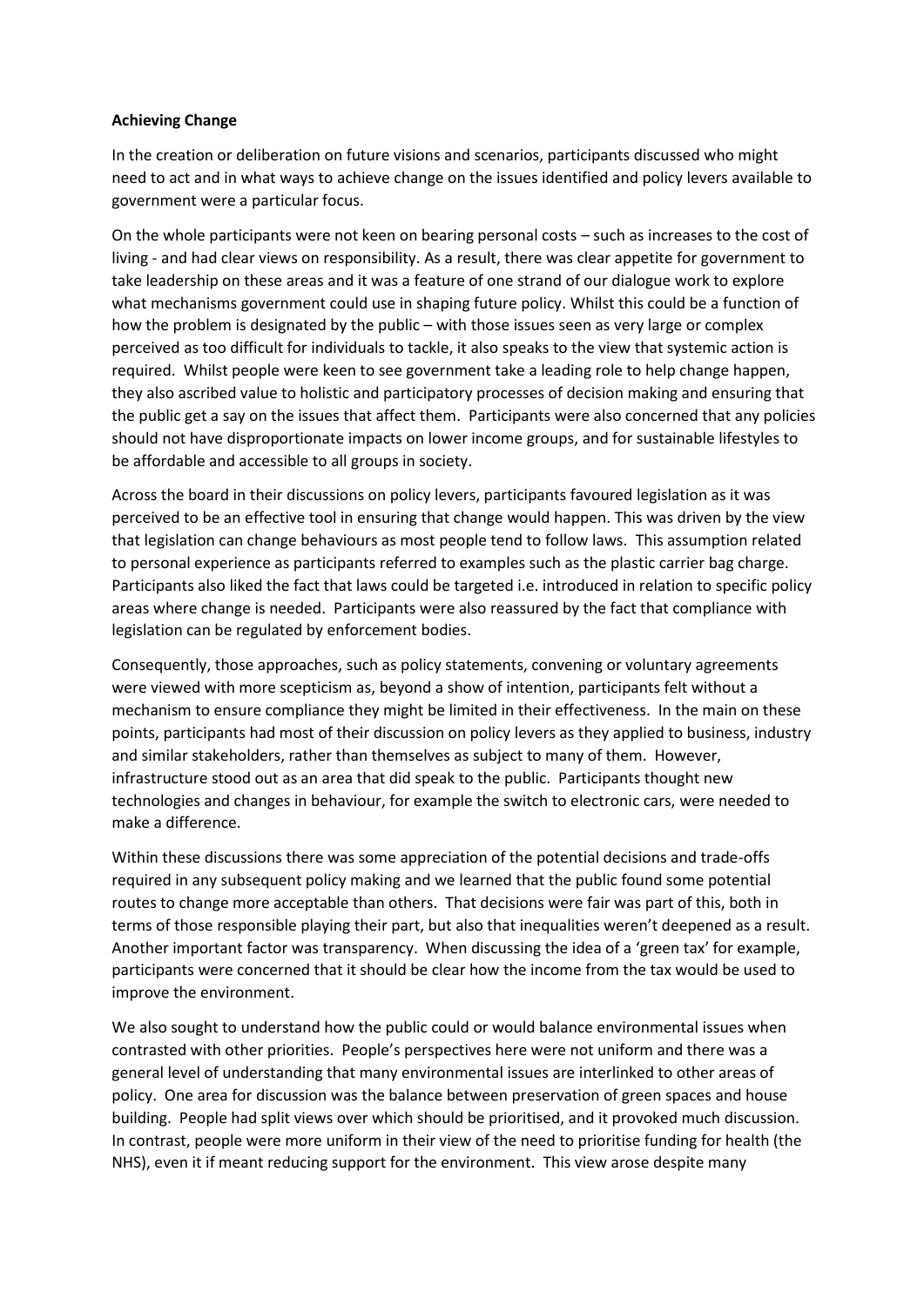**Achieving Change**

In the creation or deliberation on future visions and scenarios, participants discussed who might need to act and in what ways to achieve change on the issues identified and policy levers available to government were a particular focus.

On the whole participants were not keen on bearing personal costs – such as increases to the cost of living - and had clear views on responsibility. As a result, there was clear appetite for government to take leadership on these areas and it was a feature of one strand of our dialogue work to explore what mechanisms government could use in shaping future policy. Whilst this could be a function of how the problem is designated by the public – with those issues seen as very large or complex perceived as too difficult for individuals to tackle, it also speaks to the view that systemic action is required. Whilst people were keen to see government take a leading role to help change happen, they also ascribed value to holistic and participatory processes of decision making and ensuring that the public get a say on the issues that affect them. Participants were also concerned that any policies should not have disproportionate impacts on lower income groups, and for sustainable lifestyles to be affordable and accessible to all groups in society.

Across the board in their discussions on policy levers, participants favoured legislation as it was perceived to be an effective tool in ensuring that change would happen. This was driven by the view that legislation can change behaviours as most people tend to follow laws. This assumption related to personal experience as participants referred to examples such as the plastic carrier bag charge. Participants also liked the fact that laws could be targeted i.e. introduced in relation to specific policy areas where change is needed. Participants were also reassured by the fact that compliance with legislation can be regulated by enforcement bodies.

Consequently, those approaches, such as policy statements, convening or voluntary agreements were viewed with more scepticism as, beyond a show of intention, participants felt without a mechanism to ensure compliance they might be limited in their effectiveness. In the main on these points, participants had most of their discussion on policy levers as they applied to business, industry and similar stakeholders, rather than themselves as subject to many of them. However, infrastructure stood out as an area that did speak to the public. Participants thought new technologies and changes in behaviour, for example the switch to electronic cars, were needed to make a difference.

Within these discussions there was some appreciation of the potential decisions and trade-offs required in any subsequent policy making and we learned that the public found some potential routes to change more acceptable than others. That decisions were fair was part of this, both in terms of those responsible playing their part, but also that inequalities weren't deepened as a result. Another important factor was transparency. When discussing the idea of a 'green tax' for example, participants were concerned that it should be clear how the income from the tax would be used to improve the environment.

We also sought to understand how the public could or would balance environmental issues when contrasted with other priorities. People's perspectives here were not uniform and there was a general level of understanding that many environmental issues are interlinked to other areas of policy. One area for discussion was the balance between preservation of green spaces and house building. People had split views over which should be prioritised, and it provoked much discussion. In contrast, people were more uniform in their view of the need to prioritise funding for health (the NHS), even it if meant reducing support for the environment. This view arose despite many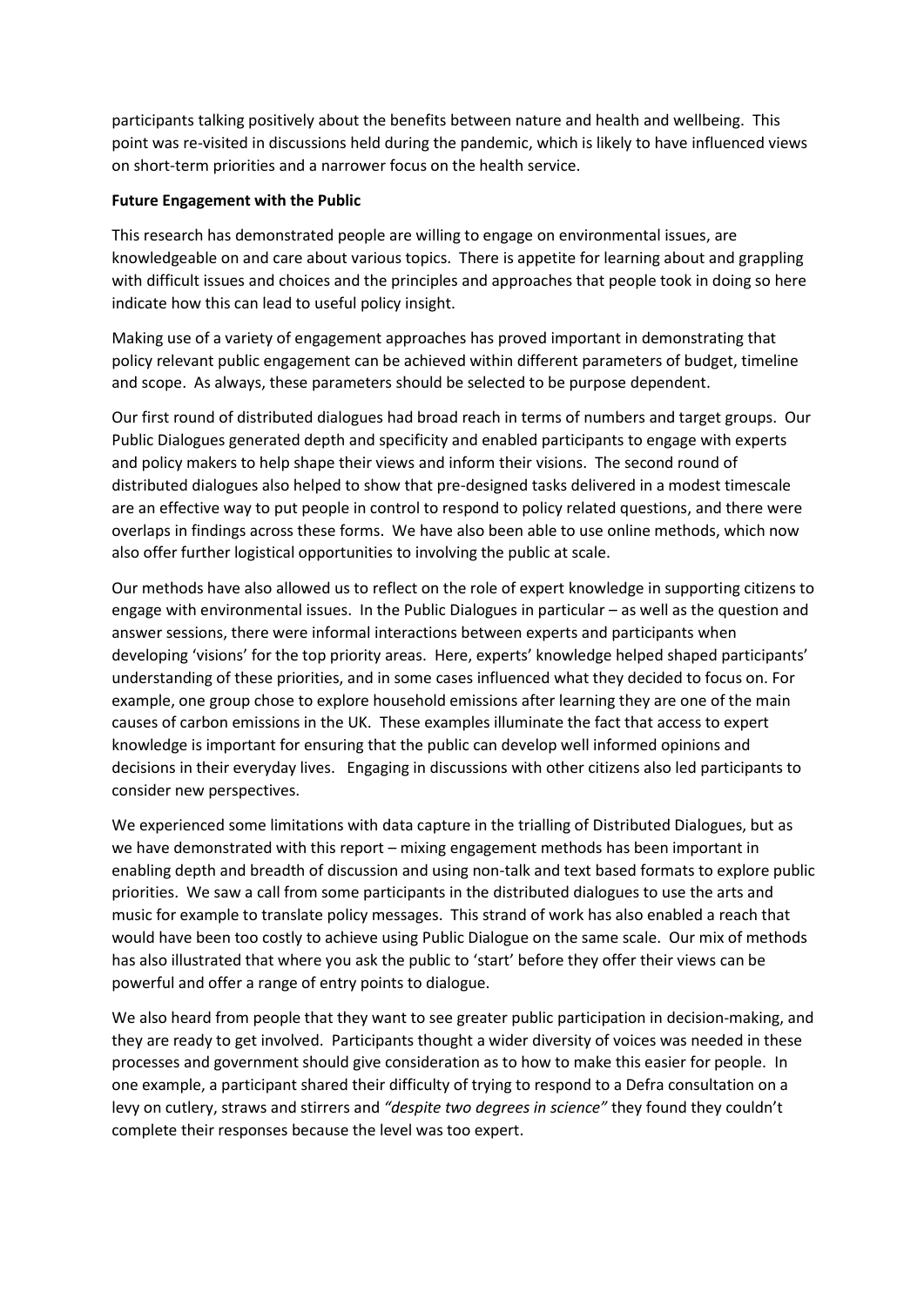participants talking positively about the benefits between nature and health and wellbeing. This point was re-visited in discussions held during the pandemic, which is likely to have influenced views on short-term priorities and a narrower focus on the health service.

**Future Engagement with the Public**

This research has demonstrated people are willing to engage on environmental issues, are knowledgeable on and care about various topics. There is appetite for learning about and grappling with difficult issues and choices and the principles and approaches that people took in doing so here indicate how this can lead to useful policy insight.

Making use of a variety of engagement approaches has proved important in demonstrating that policy relevant public engagement can be achieved within different parameters of budget, timeline and scope. As always, these parameters should be selected to be purpose dependent.

Our first round of distributed dialogues had broad reach in terms of numbers and target groups. Our Public Dialogues generated depth and specificity and enabled participants to engage with experts and policy makers to help shape their views and inform their visions. The second round of distributed dialogues also helped to show that pre-designed tasks delivered in a modest timescale are an effective way to put people in control to respond to policy related questions, and there were overlaps in findings across these forms. We have also been able to use online methods, which now also offer further logistical opportunities to involving the public at scale.

Our methods have also allowed us to reflect on the role of expert knowledge in supporting citizens to engage with environmental issues. In the Public Dialogues in particular – as well as the question and answer sessions, there were informal interactions between experts and participants when developing 'visions' for the top priority areas. Here, experts' knowledge helped shaped participants' understanding of these priorities, and in some cases influenced what they decided to focus on. For example, one group chose to explore household emissions after learning they are one of the main causes of carbon emissions in the UK. These examples illuminate the fact that access to expert knowledge is important for ensuring that the public can develop well informed opinions and decisions in their everyday lives. Engaging in discussions with other citizens also led participants to consider new perspectives.

We experienced some limitations with data capture in the trialling of Distributed Dialogues, but as we have demonstrated with this report – mixing engagement methods has been important in enabling depth and breadth of discussion and using non-talk and text based formats to explore public priorities. We saw a call from some participants in the distributed dialogues to use the arts and music for example to translate policy messages. This strand of work has also enabled a reach that would have been too costly to achieve using Public Dialogue on the same scale. Our mix of methods has also illustrated that where you ask the public to 'start' before they offer their views can be powerful and offer a range of entry points to dialogue.

We also heard from people that they want to see greater public participation in decision-making, and they are ready to get involved. Participants thought a wider diversity of voices was needed in these processes and government should give consideration as to how to make this easier for people. In one example, a participant shared their difficulty of trying to respond to a Defra consultation on a levy on cutlery, straws and stirrers and *"despite two degrees in science"* they found they couldn't complete their responses because the level was too expert.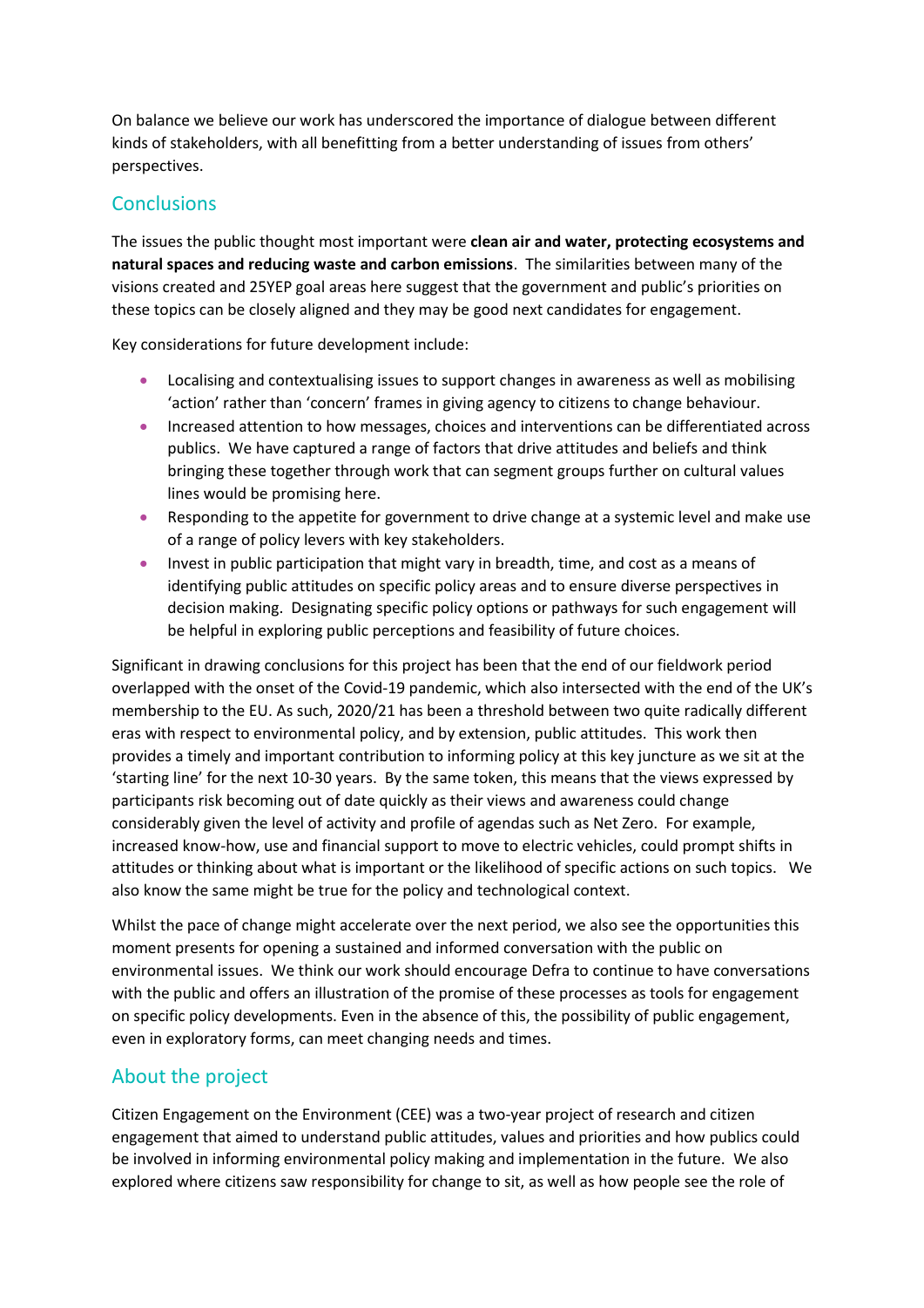On balance we believe our work has underscored the importance of dialogue between different kinds of stakeholders, with all benefitting from a better understanding of issues from others' perspectives.

## Conclusions

The issues the public thought most important were **clean air and water, protecting ecosystems and natural spaces and reducing waste and carbon emissions**. The similarities between many of the visions created and 25YEP goal areas here suggest that the government and public's priorities on these topics can be closely aligned and they may be good next candidates for engagement.

Key considerations for future development include:

- Localising and contextualising issues to support changes in awareness as well as mobilising 'action' rather than 'concern' frames in giving agency to citizens to change behaviour.
- Increased attention to how messages, choices and interventions can be differentiated across publics. We have captured a range of factors that drive attitudes and beliefs and think bringing these together through work that can segment groups further on cultural values lines would be promising here.
- Responding to the appetite for government to drive change at a systemic level and make use of a range of policy levers with key stakeholders.
- Invest in public participation that might vary in breadth, time, and cost as a means of identifying public attitudes on specific policy areas and to ensure diverse perspectives in decision making. Designating specific policy options or pathways for such engagement will be helpful in exploring public perceptions and feasibility of future choices.

Significant in drawing conclusions for this project has been that the end of our fieldwork period overlapped with the onset of the Covid-19 pandemic, which also intersected with the end of the UK's membership to the EU. As such, 2020/21 has been a threshold between two quite radically different eras with respect to environmental policy, and by extension, public attitudes. This work then provides a timely and important contribution to informing policy at this key juncture as we sit at the 'starting line' for the next 10-30 years. By the same token, this means that the views expressed by participants risk becoming out of date quickly as their views and awareness could change considerably given the level of activity and profile of agendas such as Net Zero. For example, increased know-how, use and financial support to move to electric vehicles, could prompt shifts in attitudes or thinking about what is important or the likelihood of specific actions on such topics. We also know the same might be true for the policy and technological context.

Whilst the pace of change might accelerate over the next period, we also see the opportunities this moment presents for opening a sustained and informed conversation with the public on environmental issues. We think our work should encourage Defra to continue to have conversations with the public and offers an illustration of the promise of these processes as tools for engagement on specific policy developments. Even in the absence of this, the possibility of public engagement, even in exploratory forms, can meet changing needs and times.

## About the project

Citizen Engagement on the Environment (CEE) was a two-year project of research and citizen engagement that aimed to understand public attitudes, values and priorities and how publics could be involved in informing environmental policy making and implementation in the future. We also explored where citizens saw responsibility for change to sit, as well as how people see the role of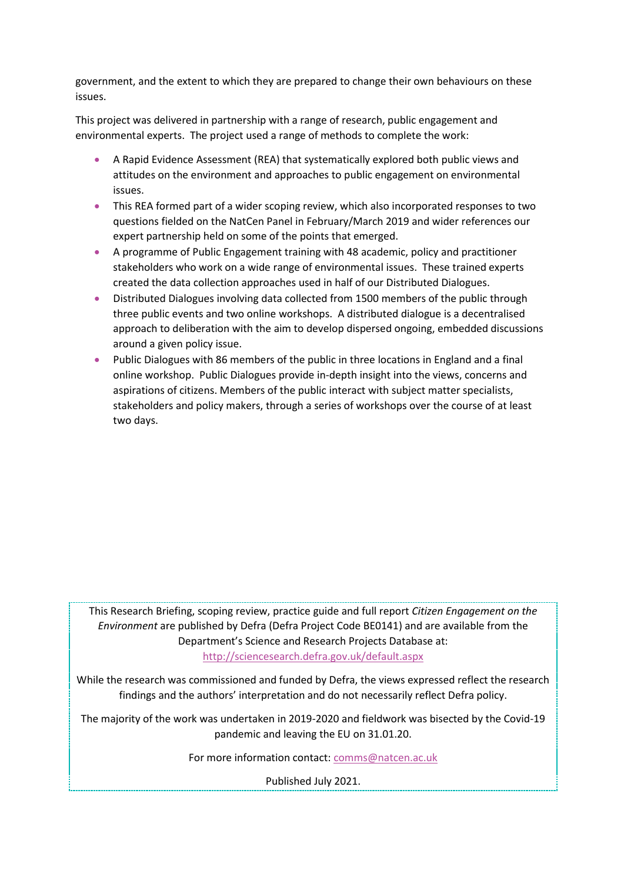government, and the extent to which they are prepared to change their own behaviours on these issues.

This project was delivered in partnership with a range of research, public engagement and environmental experts. The project used a range of methods to complete the work:

- A Rapid Evidence Assessment (REA) that systematically explored both public views and attitudes on the environment and approaches to public engagement on environmental issues.
- This REA formed part of a wider scoping review, which also incorporated responses to two questions fielded on the NatCen Panel in February/March 2019 and wider references our expert partnership held on some of the points that emerged.
- A programme of Public Engagement training with 48 academic, policy and practitioner stakeholders who work on a wide range of environmental issues. These trained experts created the data collection approaches used in half of our Distributed Dialogues.
- Distributed Dialogues involving data collected from 1500 members of the public through three public events and two online workshops. A distributed dialogue is a decentralised approach to deliberation with the aim to develop dispersed ongoing, embedded discussions around a given policy issue.
- Public Dialogues with 86 members of the public in three locations in England and a final online workshop. Public Dialogues provide in-depth insight into the views, concerns and aspirations of citizens. Members of the public interact with subject matter specialists, stakeholders and policy makers, through a series of workshops over the course of at least two days.

This Research Briefing, scoping review, practice guide and full report *Citizen Engagement on the Environment* are published by Defra (Defra Project Code BE0141) and are available from the Department's Science and Research Projects Database at: http://sciencesearch.defra.gov.uk/default.aspx

While the research was commissioned and funded by Defra, the views expressed reflect the research findings and the authors' interpretation and do not necessarily reflect Defra policy.

The majority of the work was undertaken in 2019-2020 and fieldwork was bisected by the Covid-19 pandemic and leaving the EU on 31.01.20.

For more information contact: comms@natcen.ac.uk

Published July 2021.